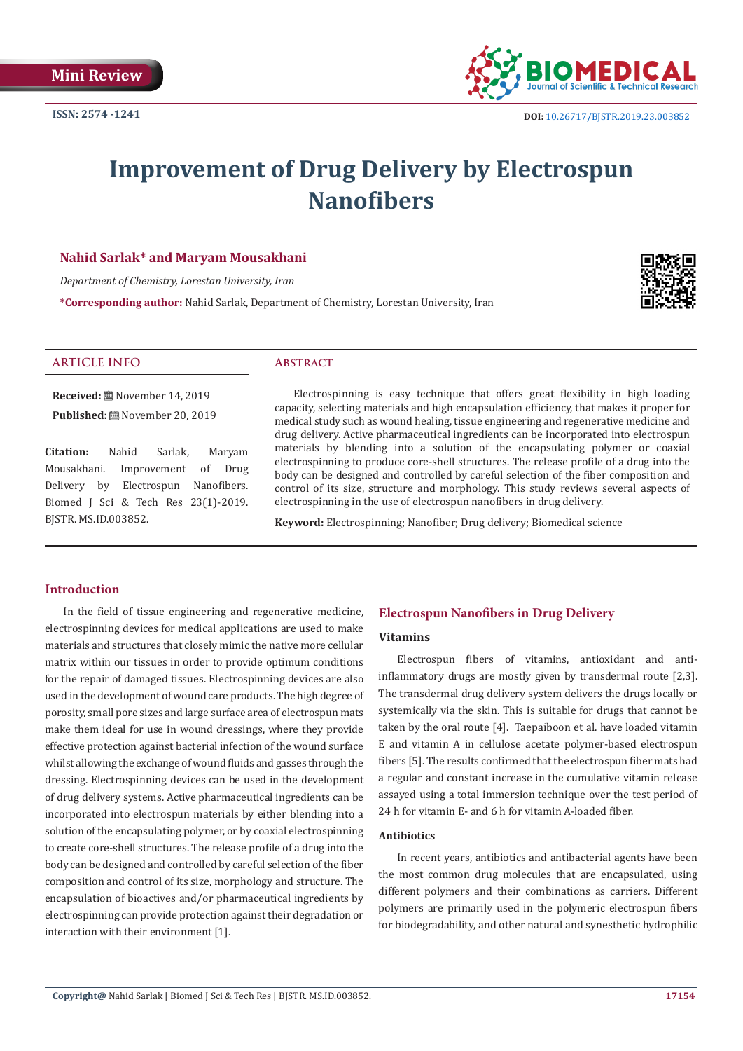Mini Review

ISSN: 2574 -1241

DOI: 10.26717/BJSTR.2019.23.003852

# Improvement of Drug Delivery by Electrospun Nanofibers

**Nahid Sarlak* and Maryam Mousakhani**

*Department of Chemistry, Lorestan University, Iran*

***Corresponding author:** Nahid Sarlak, Department of Chemistry, Lorestan University, Iran

## ARTICLE INFO

**Received:** November 14, 2019

**Published:** November 20, 2019

**Citation:** Nahid Sarlak, Maryam Mousakhani. Improvement of Drug Delivery by Electrospun Nanofibers. Biomed J Sci & Tech Res 23(1)-2019. BJSTR. MS.ID.003852.

## Abstract

Electrospinning is easy technique that offers great flexibility in high loading capacity, selecting materials and high encapsulation efficiency, that makes it proper for medical study such as wound healing, tissue engineering and regenerative medicine and drug delivery. Active pharmaceutical ingredients can be incorporated into electrospun materials by blending into a solution of the encapsulating polymer or coaxial electrospinning to produce core-shell structures. The release profile of a drug into the body can be designed and controlled by careful selection of the fiber composition and control of its size, structure and morphology. This study reviews several aspects of electrospinning in the use of electrospun nanofibers in drug delivery.

**Keyword:** Electrospinning; Nanofiber; Drug delivery; Biomedical science

## Introduction

In the field of tissue engineering and regenerative medicine, electrospinning devices for medical applications are used to make materials and structures that closely mimic the native more cellular matrix within our tissues in order to provide optimum conditions for the repair of damaged tissues. Electrospinning devices are also used in the development of wound care products. The high degree of porosity, small pore sizes and large surface area of electrospun mats make them ideal for use in wound dressings, where they provide effective protection against bacterial infection of the wound surface whilst allowing the exchange of wound fluids and gasses through the dressing. Electrospinning devices can be used in the development of drug delivery systems. Active pharmaceutical ingredients can be incorporated into electrospun materials by either blending into a solution of the encapsulating polymer, or by coaxial electrospinning to create core-shell structures. The release profile of a drug into the body can be designed and controlled by careful selection of the fiber composition and control of its size, morphology and structure. The encapsulation of bioactives and/or pharmaceutical ingredients by electrospinning can provide protection against their degradation or interaction with their environment [1].

## Electrospun Nanofibers in Drug Delivery

### Vitamins

Electrospun fibers of vitamins, antioxidant and anti-inflammatory drugs are mostly given by transdermal route [2,3]. The transdermal drug delivery system delivers the drugs locally or systemically via the skin. This is suitable for drugs that cannot be taken by the oral route [4]. Taepaiboon et al. have loaded vitamin E and vitamin A in cellulose acetate polymer-based electrospun fibers [5]. The results confirmed that the electrospun fiber mats had a regular and constant increase in the cumulative vitamin release assayed using a total immersion technique over the test period of 24 h for vitamin E- and 6 h for vitamin A-loaded fiber.

### Antibiotics

In recent years, antibiotics and antibacterial agents have been the most common drug molecules that are encapsulated, using different polymers and their combinations as carriers. Different polymers are primarily used in the polymeric electrospun fibers for biodegradability, and other natural and synesthetic hydrophilic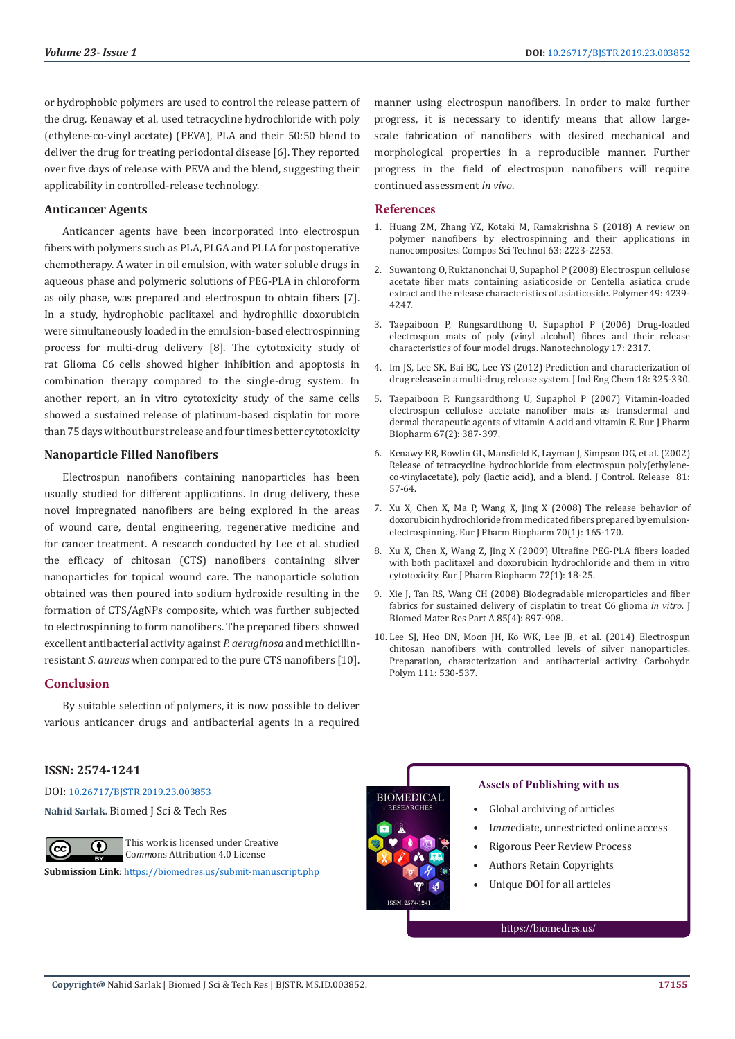or hydrophobic polymers are used to control the release pattern of the drug. Kenaway et al. used tetracycline hydrochloride with poly (ethylene-co-vinyl acetate) (PEVA), PLA and their 50:50 blend to deliver the drug for treating periodontal disease [6]. They reported over five days of release with PEVA and the blend, suggesting their applicability in controlled-release technology.

### Anticancer Agents

Anticancer agents have been incorporated into electrospun fibers with polymers such as PLA, PLGA and PLLA for postoperative chemotherapy. A water in oil emulsion, with water soluble drugs in aqueous phase and polymeric solutions of PEG-PLA in chloroform as oily phase, was prepared and electrospun to obtain fibers [7]. In a study, hydrophobic paclitaxel and hydrophilic doxorubicin were simultaneously loaded in the emulsion-based electrospinning process for multi-drug delivery [8]. The cytotoxicity study of rat Glioma C6 cells showed higher inhibition and apoptosis in combination therapy compared to the single-drug system. In another report, an in vitro cytotoxicity study of the same cells showed a sustained release of platinum-based cisplatin for more than 75 days without burst release and four times better cytotoxicity

### Nanoparticle Filled Nanofibers

Electrospun nanofibers containing nanoparticles has been usually studied for different applications. In drug delivery, these novel impregnated nanofibers are being explored in the areas of wound care, dental engineering, regenerative medicine and for cancer treatment. A research conducted by Lee et al. studied the efficacy of chitosan (CTS) nanofibers containing silver nanoparticles for topical wound care. The nanoparticle solution obtained was then poured into sodium hydroxide resulting in the formation of CTS/AgNPs composite, which was further subjected to electrospinning to form nanofibers. The prepared fibers showed excellent antibacterial activity against *P. aeruginosa* and methicillin-resistant *S. aureus* when compared to the pure CTS nanofibers [10].

## Conclusion

By suitable selection of polymers, it is now possible to deliver various anticancer drugs and antibacterial agents in a required manner using electrospun nanofibers. In order to make further progress, it is necessary to identify means that allow large-scale fabrication of nanofibers with desired mechanical and morphological properties in a reproducible manner. Further progress in the field of electrospun nanofibers will require continued assessment *in vivo*.

## References

1. Huang ZM, Zhang YZ, Kotaki M, Ramakrishna S (2018) A review on polymer nanofibers by electrospinning and their applications in nanocomposites. Compos Sci Technol 63: 2223-2253.
2. Suwantong O, Ruktanonchai U, Supaphol P (2008) Electrospun cellulose acetate fiber mats containing asiaticoside or Centella asiatica crude extract and the release characteristics of asiaticoside. Polymer 49: 4239-4247.
3. Taepaiboon P, Rungsardthong U, Supaphol P (2006) Drug-loaded electrospun mats of poly (vinyl alcohol) fibres and their release characteristics of four model drugs. Nanotechnology 17: 2317.
4. Im JS, Lee SK, Bai BC, Lee YS (2012) Prediction and characterization of drug release in a multi-drug release system. J Ind Eng Chem 18: 325-330.
5. Taepaiboon P, Rungsardthong U, Supaphol P (2007) Vitamin-loaded electrospun cellulose acetate nanofiber mats as transdermal and dermal therapeutic agents of vitamin A acid and vitamin E. Eur J Pharm Biopharm 67(2): 387-397.
6. Kenawy ER, Bowlin GL, Mansfield K, Layman J, Simpson DG, et al. (2002) Release of tetracycline hydrochloride from electrospun poly(ethylene-co-vinylacetate), poly (lactic acid), and a blend. J Control. Release 81: 57-64.
7. Xu X, Chen X, Ma P, Wang X, Jing X (2008) The release behavior of doxorubicin hydrochloride from medicated fibers prepared by emulsion-electrospinning. Eur J Pharm Biopharm 70(1): 165-170.
8. Xu X, Chen X, Wang Z, Jing X (2009) Ultrafine PEG-PLA fibers loaded with both paclitaxel and doxorubicin hydrochloride and them in vitro cytotoxicity. Eur J Pharm Biopharm 72(1): 18-25.
9. Xie J, Tan RS, Wang CH (2008) Biodegradable microparticles and fiber fabrics for sustained delivery of cisplatin to treat C6 glioma *in vitro*. J Biomed Mater Res Part A 85(4): 897-908.
10. Lee SJ, Heo DN, Moon JH, Ko WK, Lee JB, et al. (2014) Electrospun chitosan nanofibers with controlled levels of silver nanoparticles. Preparation, characterization and antibacterial activity. Carbohydr. Polym 111: 530-537.

**ISSN: 2574-1241**

DOI: 10.26717/BJSTR.2019.23.003853

**Nahid Sarlak.** Biomed J Sci & Tech Res

This work is licensed under Creative Commons Attribution 4.0 License

**Submission Link**: https://biomedres.us/submit-manuscript.php

**Assets of Publishing with us**

- Global archiving of articles
- Immediate, unrestricted online access
- Rigorous Peer Review Process
- Authors Retain Copyrights
- Unique DOI for all articles

https://biomedres.us/